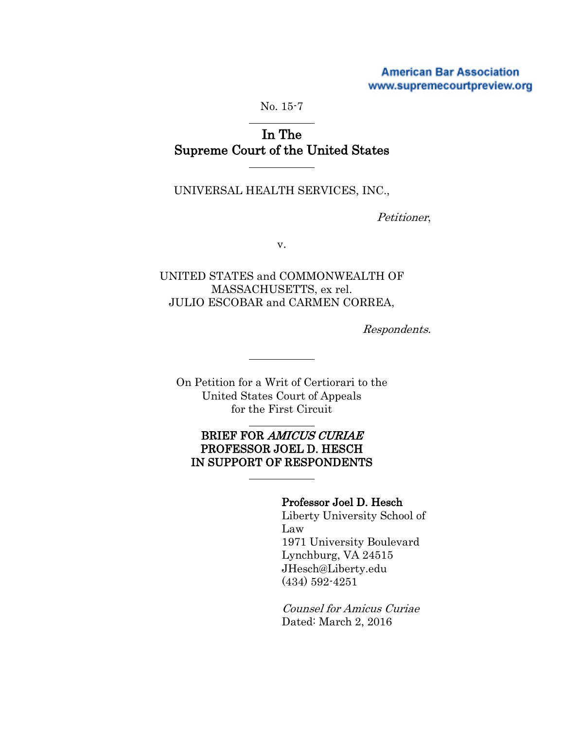American Bar Association
www.supremecourtpreview.org

No. 15-7

# In The Supreme Court of the United States

UNIVERSAL HEALTH SERVICES, INC.,

*Petitioner*,

v.

UNITED STATES and COMMONWEALTH OF MASSACHUSETTS, ex rel. JULIO ESCOBAR and CARMEN CORREA,

*Respondents.*

On Petition for a Writ of Certiorari to the United States Court of Appeals for the First Circuit

**BRIEF FOR *AMICUS CURIAE* PROFESSOR JOEL D. HESCH IN SUPPORT OF RESPONDENTS**

**Professor Joel D. Hesch**
Liberty University School of Law
1971 University Boulevard
Lynchburg, VA 24515
JHesch@Liberty.edu
(434) 592-4251

*Counsel for Amicus Curiae*
Dated: March 2, 2016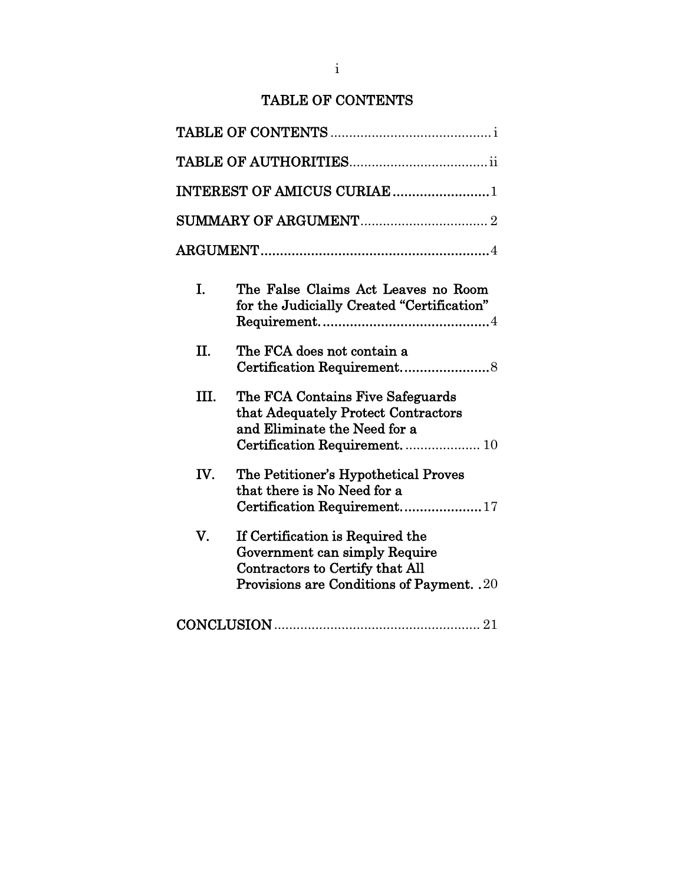# TABLE OF CONTENTS

TABLE OF CONTENTS .......................................... i

TABLE OF AUTHORITIES .................................... ii

INTEREST OF AMICUS CURIAE ........................ 1

SUMMARY OF ARGUMENT ................................. 2

ARGUMENT .......................................................... 4

I. The False Claims Act Leaves no Room for the Judicially Created "Certification" Requirement. .......................................... 4

II. The FCA does not contain a Certification Requirement. ...................... 8

III. The FCA Contains Five Safeguards that Adequately Protect Contractors and Eliminate the Need for a Certification Requirement. .................... 10

IV. The Petitioner's Hypothetical Proves that there is No Need for a Certification Requirement. .................... 17

V. If Certification is Required the Government can simply Require Contractors to Certify that All Provisions are Conditions of Payment. . 20

CONCLUSION ...................................................... 21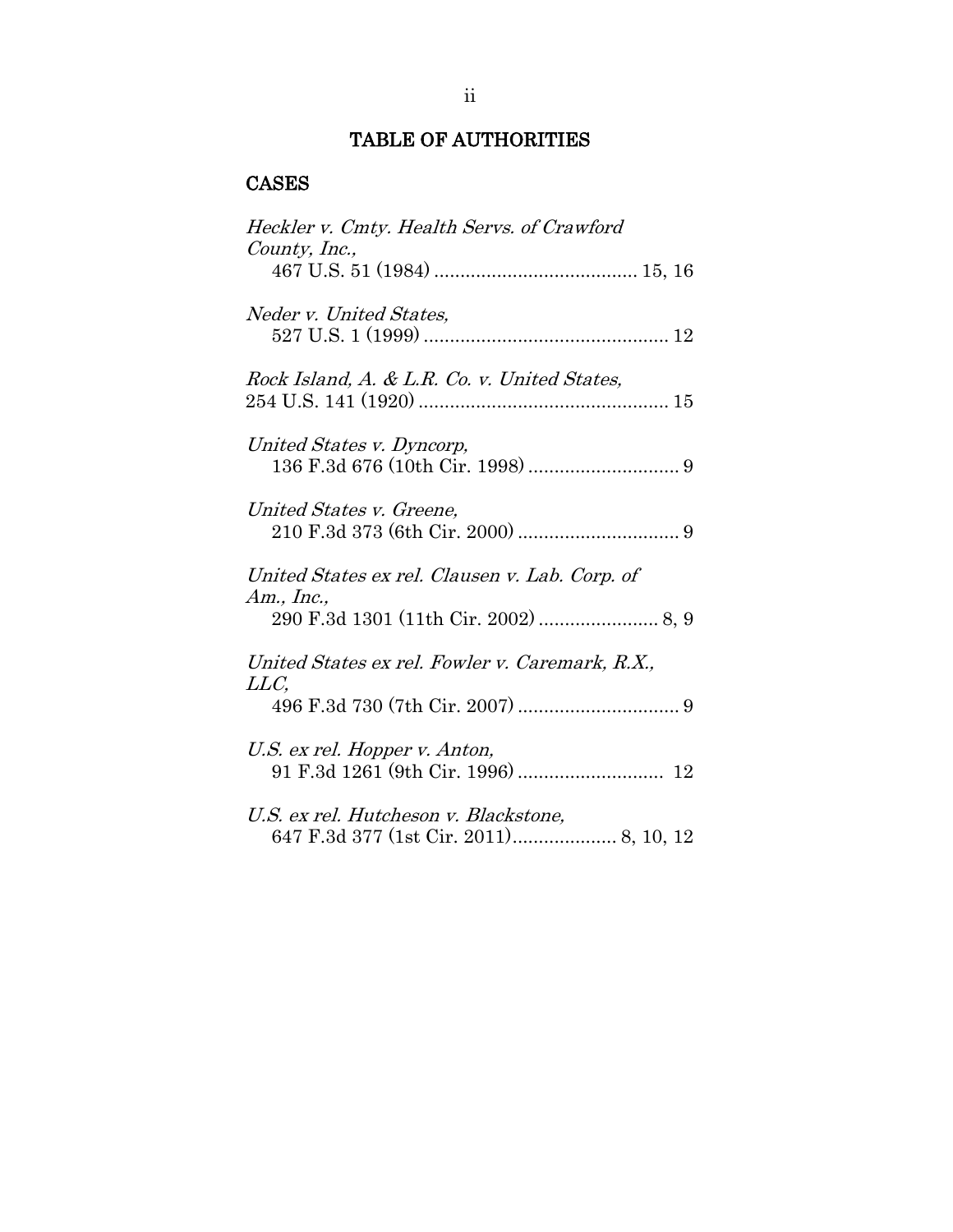# TABLE OF AUTHORITIES

## CASES

*Heckler v. Cmty. Health Servs. of Crawford County, Inc.*,
467 U.S. 51 (1984) ....................................... 15, 16

*Neder v. United States*,
527 U.S. 1 (1999) ............................................... 12

*Rock Island, A. & L.R. Co. v. United States*,
254 U.S. 141 (1920) ................................................ 15

*United States v. Dyncorp*,
136 F.3d 676 (10th Cir. 1998) ............................. 9

*United States v. Greene*,
210 F.3d 373 (6th Cir. 2000) ............................... 9

*United States ex rel. Clausen v. Lab. Corp. of Am., Inc.*,
290 F.3d 1301 (11th Cir. 2002) ....................... 8, 9

*United States ex rel. Fowler v. Caremark, R.X., LLC*,
496 F.3d 730 (7th Cir. 2007) ............................... 9

*U.S. ex rel. Hopper v. Anton*,
91 F.3d 1261 (9th Cir. 1996) ............................ 12

*U.S. ex rel. Hutcheson v. Blackstone*,
647 F.3d 377 (1st Cir. 2011).................... 8, 10, 12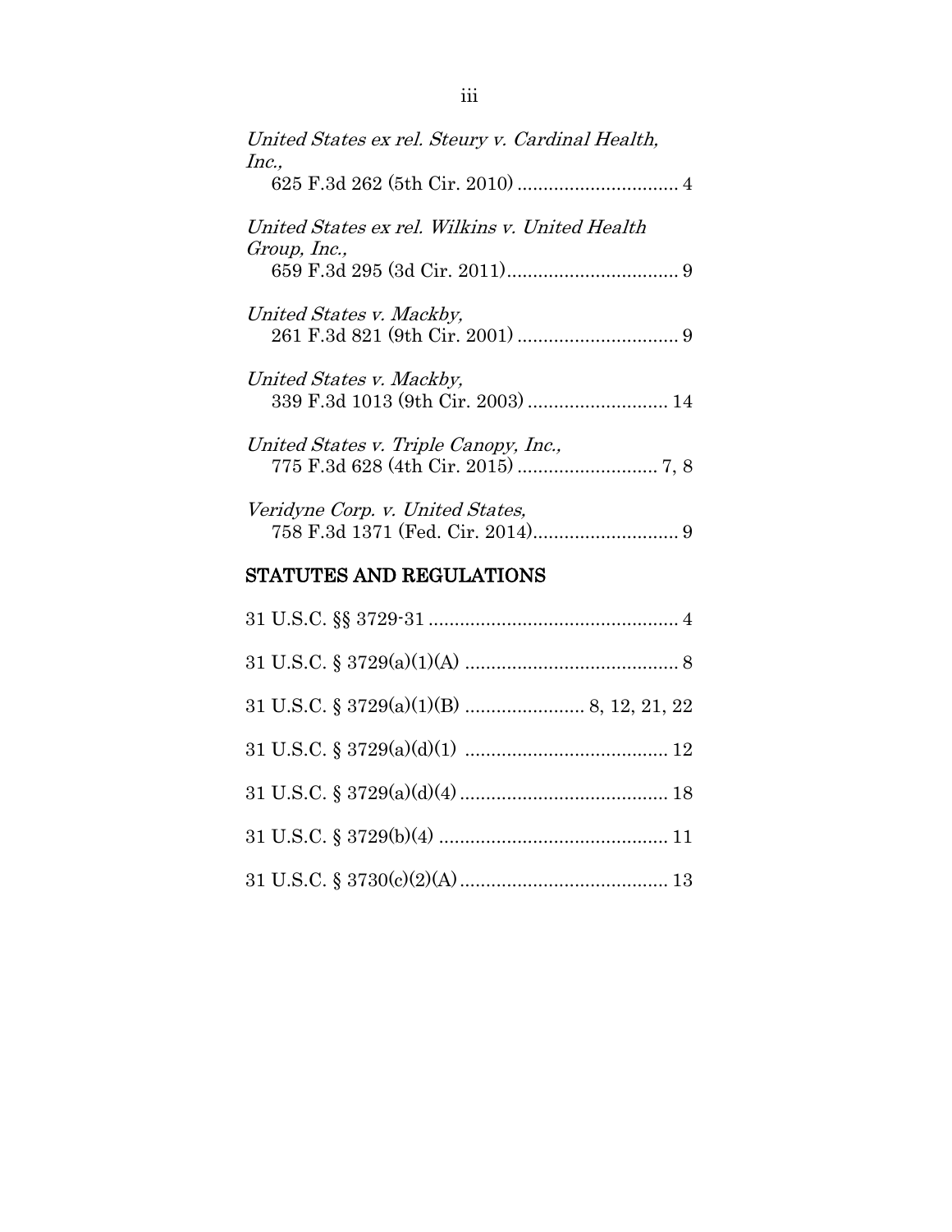*United States ex rel. Steury v. Cardinal Health, Inc.*,
625 F.3d 262 (5th Cir. 2010) .............................. 4

*United States ex rel. Wilkins v. United Health Group, Inc.*,
659 F.3d 295 (3d Cir. 2011)................................ 9

*United States v. Mackby*,
261 F.3d 821 (9th Cir. 2001) .............................. 9

*United States v. Mackby*,
339 F.3d 1013 (9th Cir. 2003) .......................... 14

*United States v. Triple Canopy, Inc.*,
775 F.3d 628 (4th Cir. 2015) .......................... 7, 8

*Veridyne Corp. v. United States*,
758 F.3d 1371 (Fed. Cir. 2014)............................ 9

## STATUTES AND REGULATIONS

31 U.S.C. §§ 3729-31 ................................................ 4

31 U.S.C. § 3729(a)(1)(A) ......................................... 8

31 U.S.C. § 3729(a)(1)(B) ...................... 8, 12, 21, 22

31 U.S.C. § 3729(a)(d)(1) ....................................... 12

31 U.S.C. § 3729(a)(d)(4) ........................................ 18

31 U.S.C. § 3729(b)(4) ............................................ 11

31 U.S.C. § 3730(c)(2)(A) ........................................ 13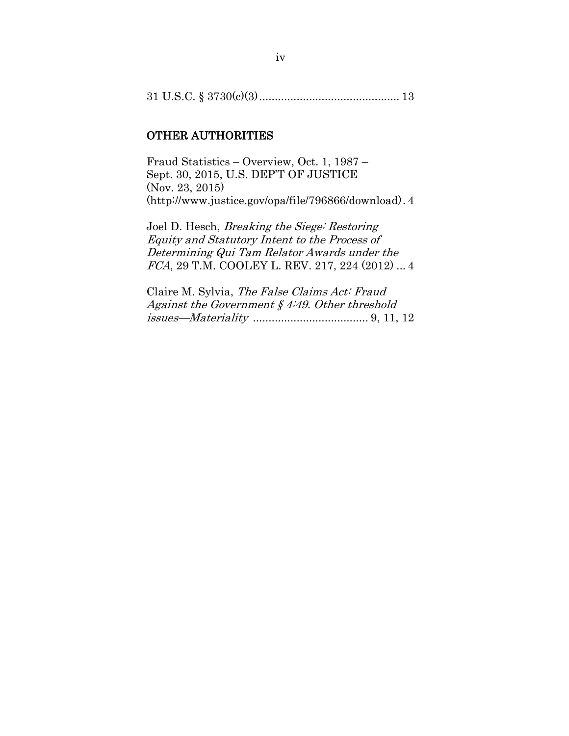31 U.S.C. § 3730(c)(3)............................................ 13

## OTHER AUTHORITIES

Fraud Statistics – Overview, Oct. 1, 1987 – Sept. 30, 2015, U.S. DEP'T OF JUSTICE (Nov. 23, 2015) (http://www.justice.gov/opa/file/796866/download) . 4

Joel D. Hesch, *Breaking the Siege: Restoring Equity and Statutory Intent to the Process of Determining Qui Tam Relator Awards under the FCA*, 29 T.M. COOLEY L. REV. 217, 224 (2012) ... 4

Claire M. Sylvia, *The False Claims Act: Fraud Against the Government § 4:49. Other threshold issues—Materiality* .................................... 9, 11, 12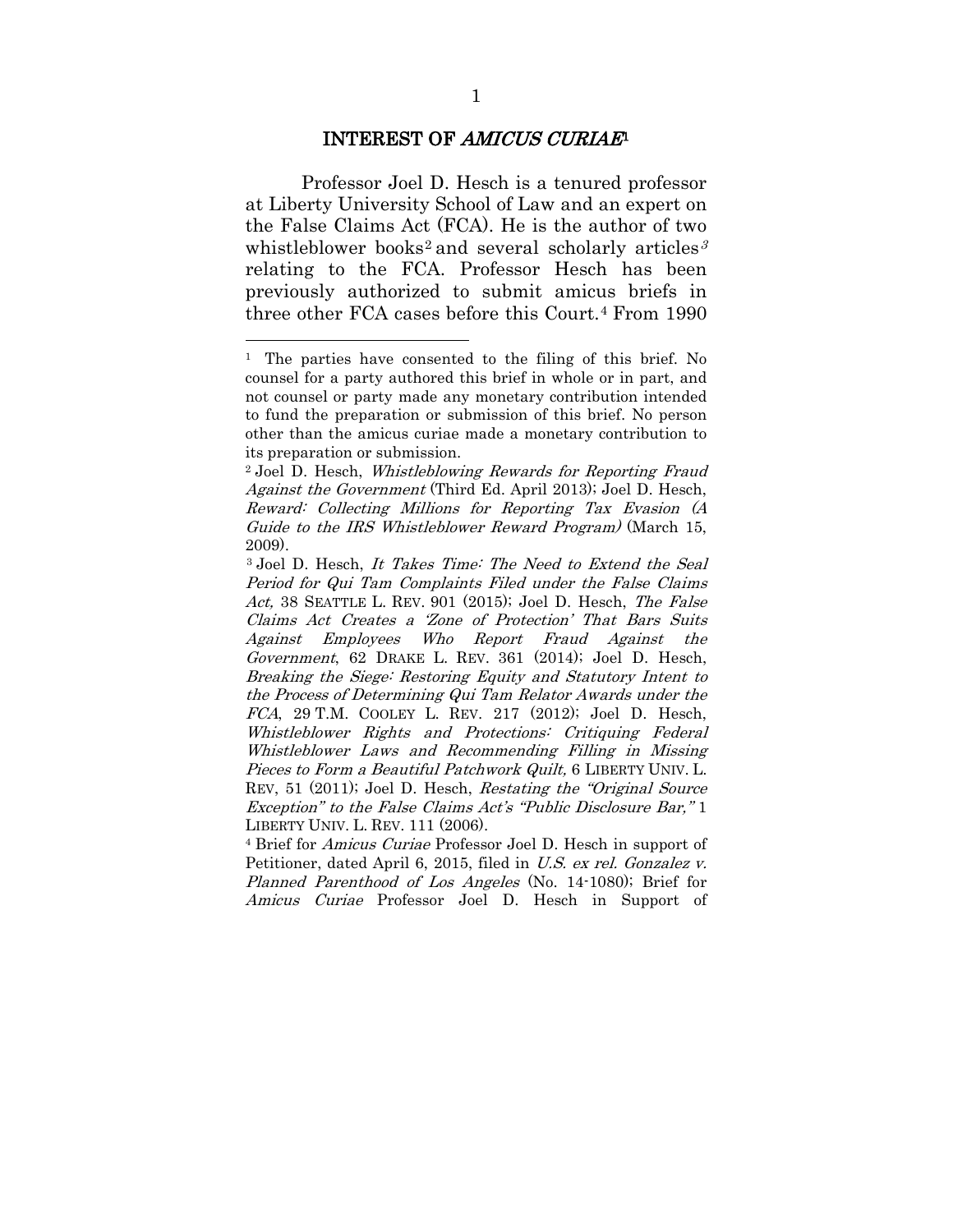## INTEREST OF *AMICUS CURIAE*[1]

Professor Joel D. Hesch is a tenured professor at Liberty University School of Law and an expert on the False Claims Act (FCA). He is the author of two whistleblower books[2] and several scholarly articles[3] relating to the FCA. Professor Hesch has been previously authorized to submit amicus briefs in three other FCA cases before this Court.[4] From 1990

---

[1] The parties have consented to the filing of this brief. No counsel for a party authored this brief in whole or in part, and not counsel or party made any monetary contribution intended to fund the preparation or submission of this brief. No person other than the amicus curiae made a monetary contribution to its preparation or submission.

[2] Joel D. Hesch, *Whistleblowing Rewards for Reporting Fraud Against the Government* (Third Ed. April 2013); Joel D. Hesch, *Reward: Collecting Millions for Reporting Tax Evasion (A Guide to the IRS Whistleblower Reward Program)* (March 15, 2009).

[3] Joel D. Hesch, *It Takes Time: The Need to Extend the Seal Period for Qui Tam Complaints Filed under the False Claims Act,* 38 SEATTLE L. REV. 901 (2015); Joel D. Hesch, *The False Claims Act Creates a 'Zone of Protection' That Bars Suits Against Employees Who Report Fraud Against the Government*, 62 DRAKE L. REV. 361 (2014); Joel D. Hesch, *Breaking the Siege: Restoring Equity and Statutory Intent to the Process of Determining Qui Tam Relator Awards under the FCA*, 29 T.M. COOLEY L. REV. 217 (2012); Joel D. Hesch, *Whistleblower Rights and Protections: Critiquing Federal Whistleblower Laws and Recommending Filling in Missing Pieces to Form a Beautiful Patchwork Quilt,* 6 LIBERTY UNIV. L. REV, 51 (2011); Joel D. Hesch, *Restating the "Original Source Exception" to the False Claims Act's "Public Disclosure Bar,"* 1 LIBERTY UNIV. L. REV. 111 (2006).

[4] Brief for *Amicus Curiae* Professor Joel D. Hesch in support of Petitioner, dated April 6, 2015, filed in *U.S. ex rel. Gonzalez v. Planned Parenthood of Los Angeles* (No. 14-1080); Brief for *Amicus Curiae* Professor Joel D. Hesch in Support of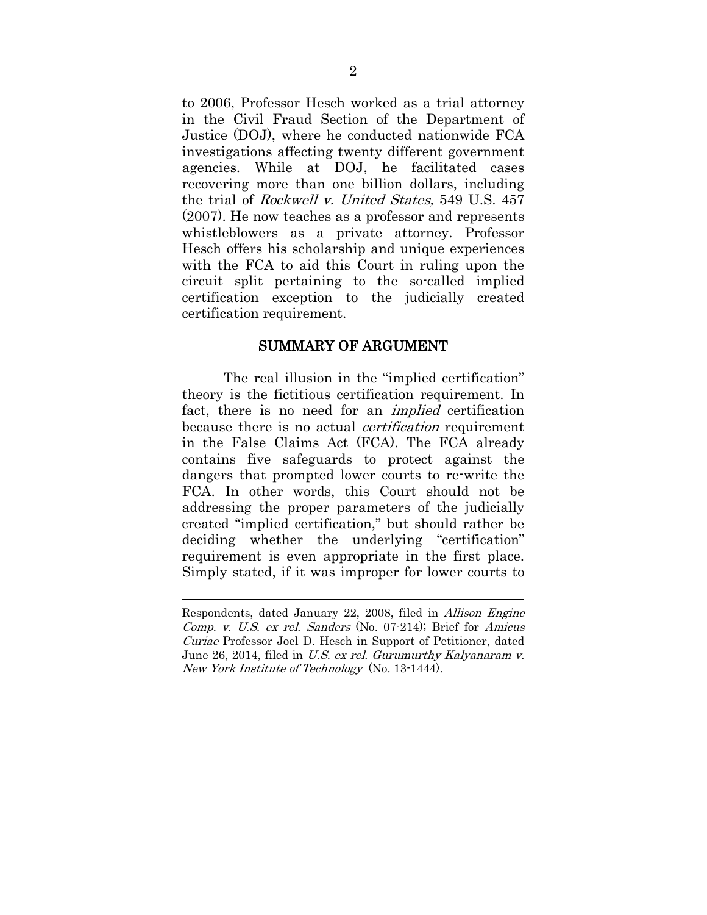to 2006, Professor Hesch worked as a trial attorney in the Civil Fraud Section of the Department of Justice (DOJ), where he conducted nationwide FCA investigations affecting twenty different government agencies. While at DOJ, he facilitated cases recovering more than one billion dollars, including the trial of *Rockwell v. United States,* 549 U.S. 457 (2007). He now teaches as a professor and represents whistleblowers as a private attorney. Professor Hesch offers his scholarship and unique experiences with the FCA to aid this Court in ruling upon the circuit split pertaining to the so-called implied certification exception to the judicially created certification requirement.

## SUMMARY OF ARGUMENT

The real illusion in the "implied certification" theory is the fictitious certification requirement. In fact, there is no need for an *implied* certification because there is no actual *certification* requirement in the False Claims Act (FCA). The FCA already contains five safeguards to protect against the dangers that prompted lower courts to re-write the FCA. In other words, this Court should not be addressing the proper parameters of the judicially created "implied certification," but should rather be deciding whether the underlying "certification" requirement is even appropriate in the first place. Simply stated, if it was improper for lower courts to

---

Respondents, dated January 22, 2008, filed in *Allison Engine Comp. v. U.S. ex rel. Sanders* (No. 07-214); Brief for *Amicus Curiae* Professor Joel D. Hesch in Support of Petitioner, dated June 26, 2014, filed in *U.S. ex rel. Gurumurthy Kalyanaram v. New York Institute of Technology* (No. 13-1444).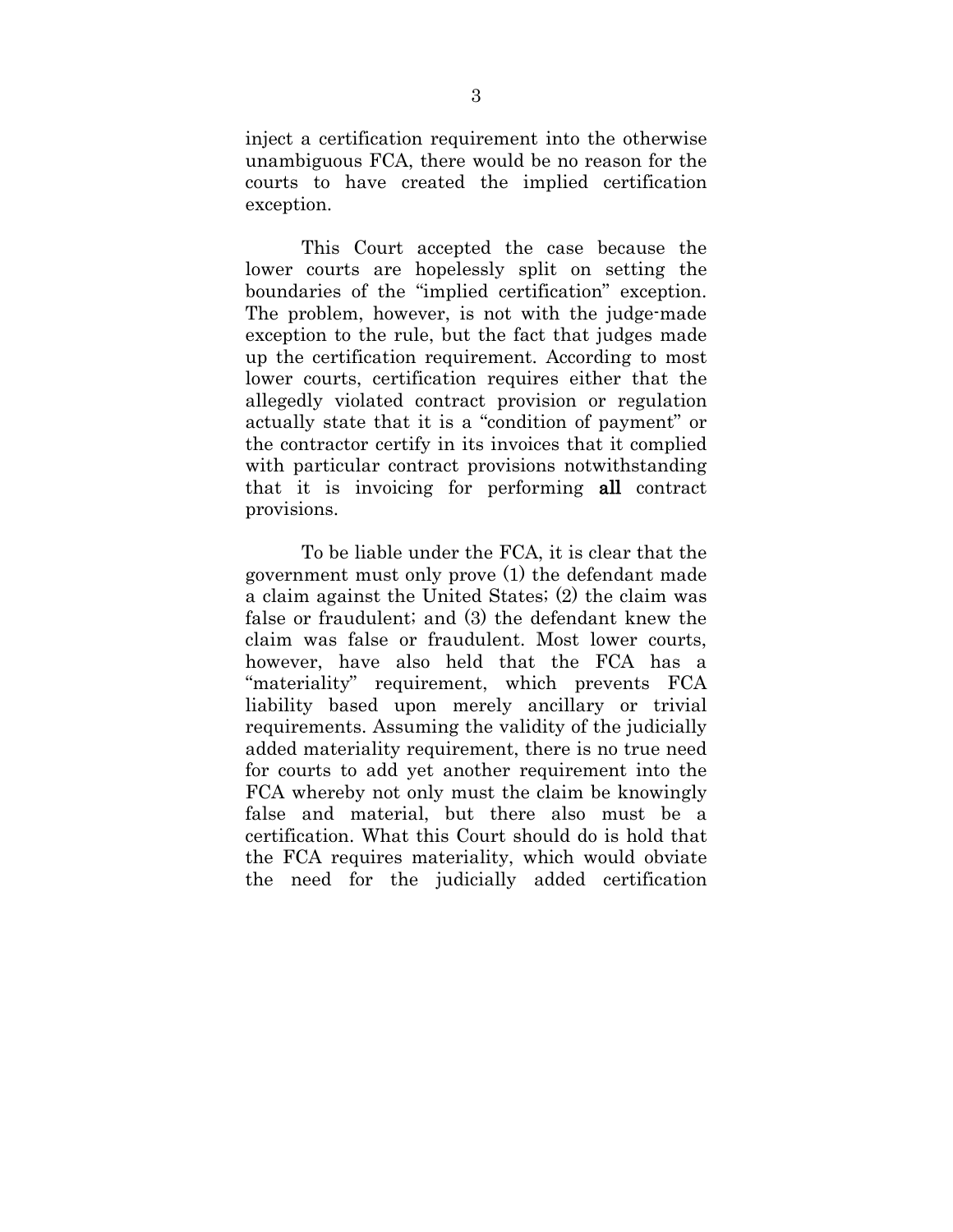inject a certification requirement into the otherwise unambiguous FCA, there would be no reason for the courts to have created the implied certification exception.

This Court accepted the case because the lower courts are hopelessly split on setting the boundaries of the "implied certification" exception. The problem, however, is not with the judge-made exception to the rule, but the fact that judges made up the certification requirement. According to most lower courts, certification requires either that the allegedly violated contract provision or regulation actually state that it is a "condition of payment" or the contractor certify in its invoices that it complied with particular contract provisions notwithstanding that it is invoicing for performing **all** contract provisions.

To be liable under the FCA, it is clear that the government must only prove (1) the defendant made a claim against the United States; (2) the claim was false or fraudulent; and (3) the defendant knew the claim was false or fraudulent. Most lower courts, however, have also held that the FCA has a "materiality" requirement, which prevents FCA liability based upon merely ancillary or trivial requirements. Assuming the validity of the judicially added materiality requirement, there is no true need for courts to add yet another requirement into the FCA whereby not only must the claim be knowingly false and material, but there also must be a certification. What this Court should do is hold that the FCA requires materiality, which would obviate the need for the judicially added certification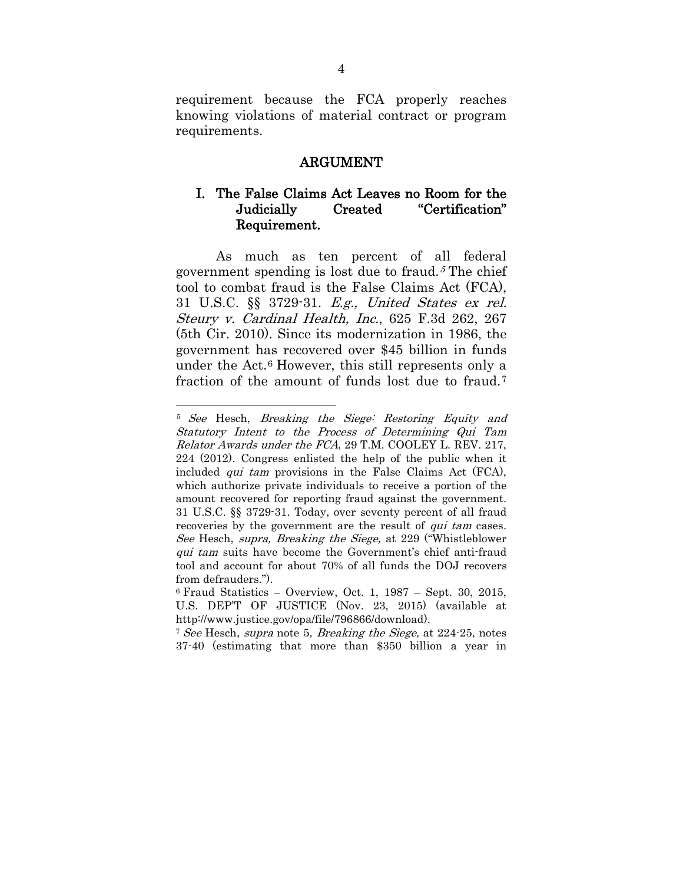requirement because the FCA properly reaches knowing violations of material contract or program requirements.

## ARGUMENT

### I. The False Claims Act Leaves no Room for the Judicially Created "Certification" Requirement.

As much as ten percent of all federal government spending is lost due to fraud.[5] The chief tool to combat fraud is the False Claims Act (FCA), 31 U.S.C. §§ 3729-31. *E.g., United States ex rel. Steury v. Cardinal Health, Inc.*, 625 F.3d 262, 267 (5th Cir. 2010). Since its modernization in 1986, the government has recovered over $45 billion in funds under the Act.[6] However, this still represents only a fraction of the amount of funds lost due to fraud.[7]

---

[5] *See* Hesch, *Breaking the Siege: Restoring Equity and Statutory Intent to the Process of Determining Qui Tam Relator Awards under the FCA*, 29 T.M. COOLEY L. REV. 217, 224 (2012). Congress enlisted the help of the public when it included *qui tam* provisions in the False Claims Act (FCA), which authorize private individuals to receive a portion of the amount recovered for reporting fraud against the government. 31 U.S.C. §§ 3729-31. Today, over seventy percent of all fraud recoveries by the government are the result of *qui tam* cases. *See* Hesch, *supra, Breaking the Siege,* at 229 ("Whistleblower *qui tam* suits have become the Government's chief anti-fraud tool and account for about 70% of all funds the DOJ recovers from defrauders.").

[6] Fraud Statistics – Overview, Oct. 1, 1987 – Sept. 30, 2015, U.S. DEP'T OF JUSTICE (Nov. 23, 2015) (available at http://www.justice.gov/opa/file/796866/download).

[7] *See* Hesch, *supra* note 5*, Breaking the Siege,* at 224-25, notes 37-40 (estimating that more than $350 billion a year in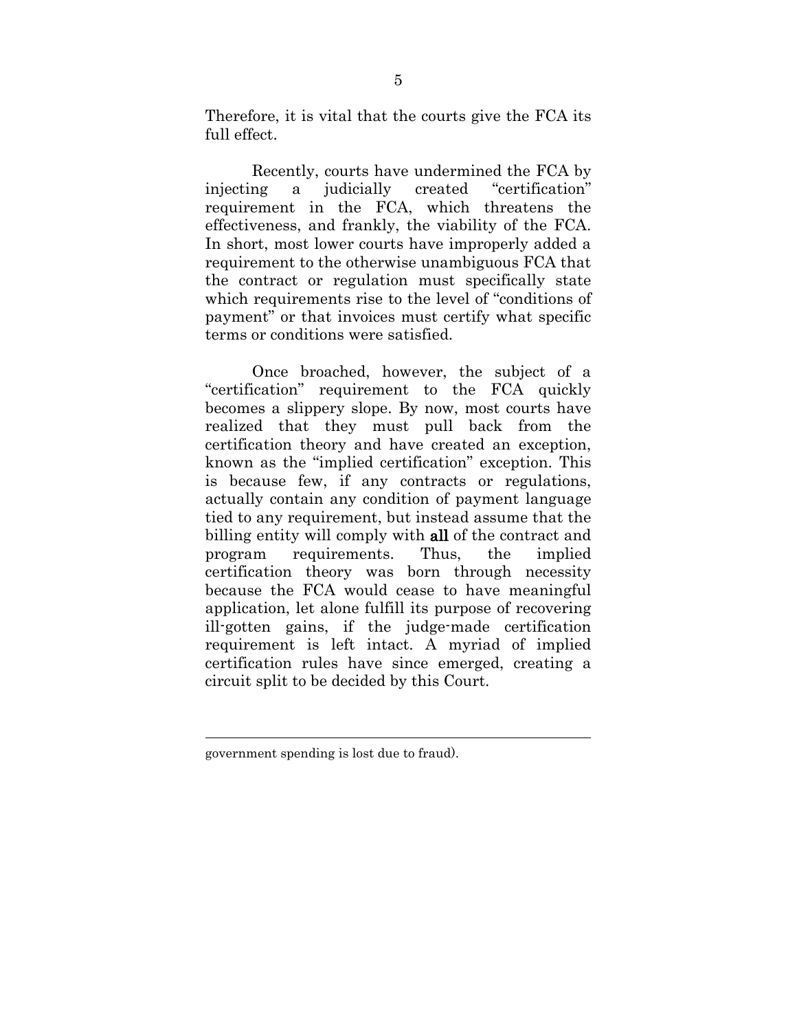Therefore, it is vital that the courts give the FCA its full effect.

Recently, courts have undermined the FCA by injecting a judicially created "certification" requirement in the FCA, which threatens the effectiveness, and frankly, the viability of the FCA. In short, most lower courts have improperly added a requirement to the otherwise unambiguous FCA that the contract or regulation must specifically state which requirements rise to the level of "conditions of payment" or that invoices must certify what specific terms or conditions were satisfied.

Once broached, however, the subject of a "certification" requirement to the FCA quickly becomes a slippery slope. By now, most courts have realized that they must pull back from the certification theory and have created an exception, known as the "implied certification" exception. This is because few, if any contracts or regulations, actually contain any condition of payment language tied to any requirement, but instead assume that the billing entity will comply with **all** of the contract and program requirements. Thus, the implied certification theory was born through necessity because the FCA would cease to have meaningful application, let alone fulfill its purpose of recovering ill-gotten gains, if the judge-made certification requirement is left intact. A myriad of implied certification rules have since emerged, creating a circuit split to be decided by this Court.

---

government spending is lost due to fraud).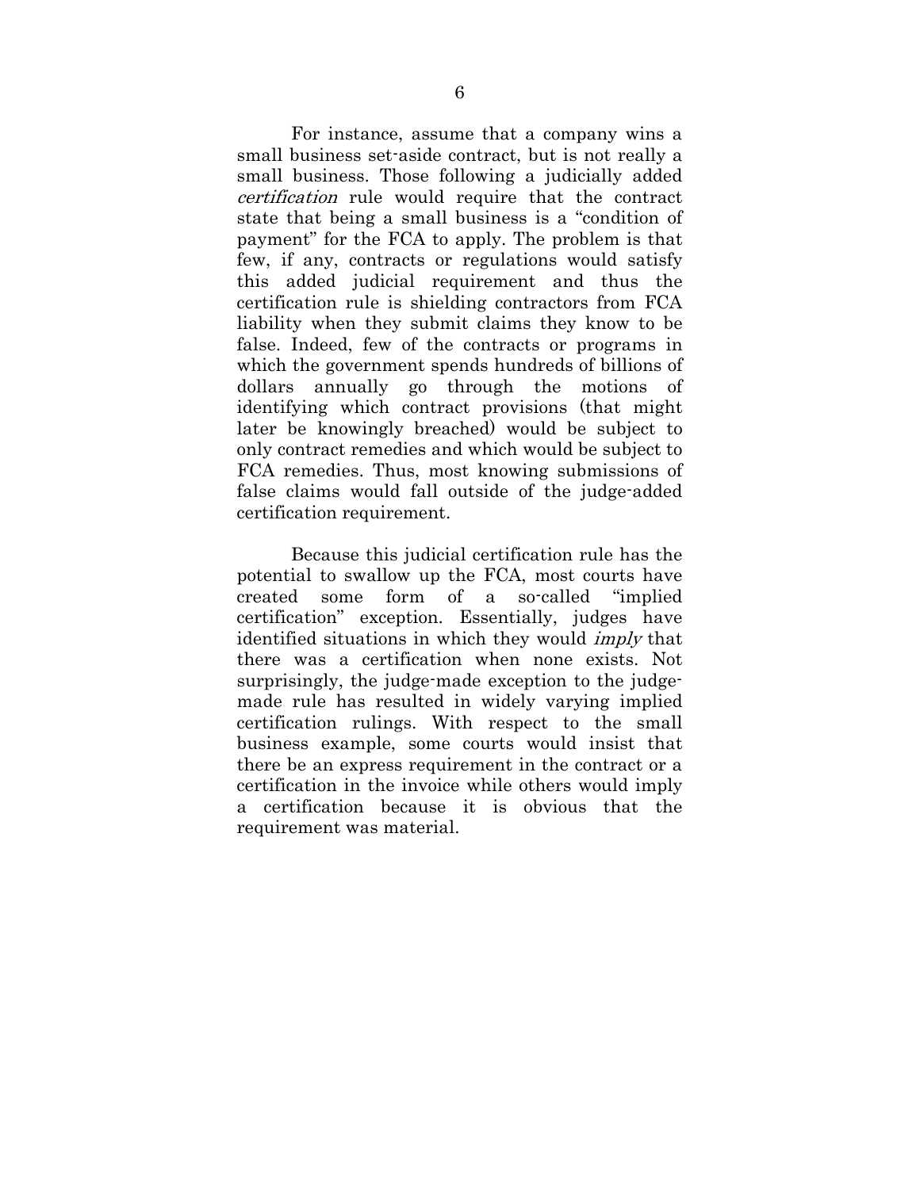For instance, assume that a company wins a small business set-aside contract, but is not really a small business. Those following a judicially added *certification* rule would require that the contract state that being a small business is a "condition of payment" for the FCA to apply. The problem is that few, if any, contracts or regulations would satisfy this added judicial requirement and thus the certification rule is shielding contractors from FCA liability when they submit claims they know to be false. Indeed, few of the contracts or programs in which the government spends hundreds of billions of dollars annually go through the motions of identifying which contract provisions (that might later be knowingly breached) would be subject to only contract remedies and which would be subject to FCA remedies. Thus, most knowing submissions of false claims would fall outside of the judge-added certification requirement.

Because this judicial certification rule has the potential to swallow up the FCA, most courts have created some form of a so-called "implied certification" exception. Essentially, judges have identified situations in which they would *imply* that there was a certification when none exists. Not surprisingly, the judge-made exception to the judge-made rule has resulted in widely varying implied certification rulings. With respect to the small business example, some courts would insist that there be an express requirement in the contract or a certification in the invoice while others would imply a certification because it is obvious that the requirement was material.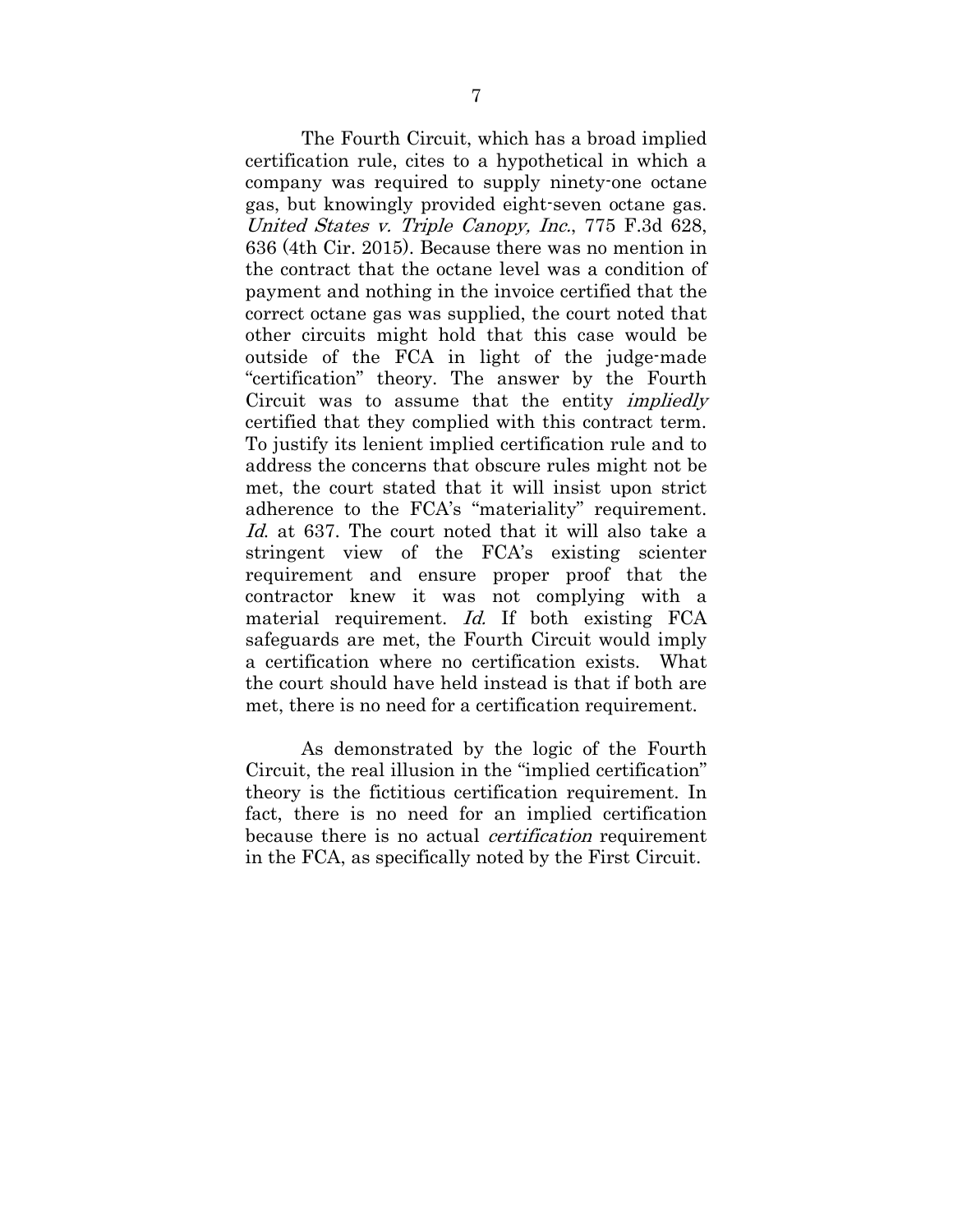The Fourth Circuit, which has a broad implied certification rule, cites to a hypothetical in which a company was required to supply ninety-one octane gas, but knowingly provided eight-seven octane gas. *United States v. Triple Canopy, Inc.*, 775 F.3d 628, 636 (4th Cir. 2015). Because there was no mention in the contract that the octane level was a condition of payment and nothing in the invoice certified that the correct octane gas was supplied, the court noted that other circuits might hold that this case would be outside of the FCA in light of the judge-made "certification" theory. The answer by the Fourth Circuit was to assume that the entity *impliedly* certified that they complied with this contract term. To justify its lenient implied certification rule and to address the concerns that obscure rules might not be met, the court stated that it will insist upon strict adherence to the FCA's "materiality" requirement. *Id.* at 637. The court noted that it will also take a stringent view of the FCA's existing scienter requirement and ensure proper proof that the contractor knew it was not complying with a material requirement. *Id.* If both existing FCA safeguards are met, the Fourth Circuit would imply a certification where no certification exists. What the court should have held instead is that if both are met, there is no need for a certification requirement.

As demonstrated by the logic of the Fourth Circuit, the real illusion in the "implied certification" theory is the fictitious certification requirement. In fact, there is no need for an implied certification because there is no actual *certification* requirement in the FCA, as specifically noted by the First Circuit.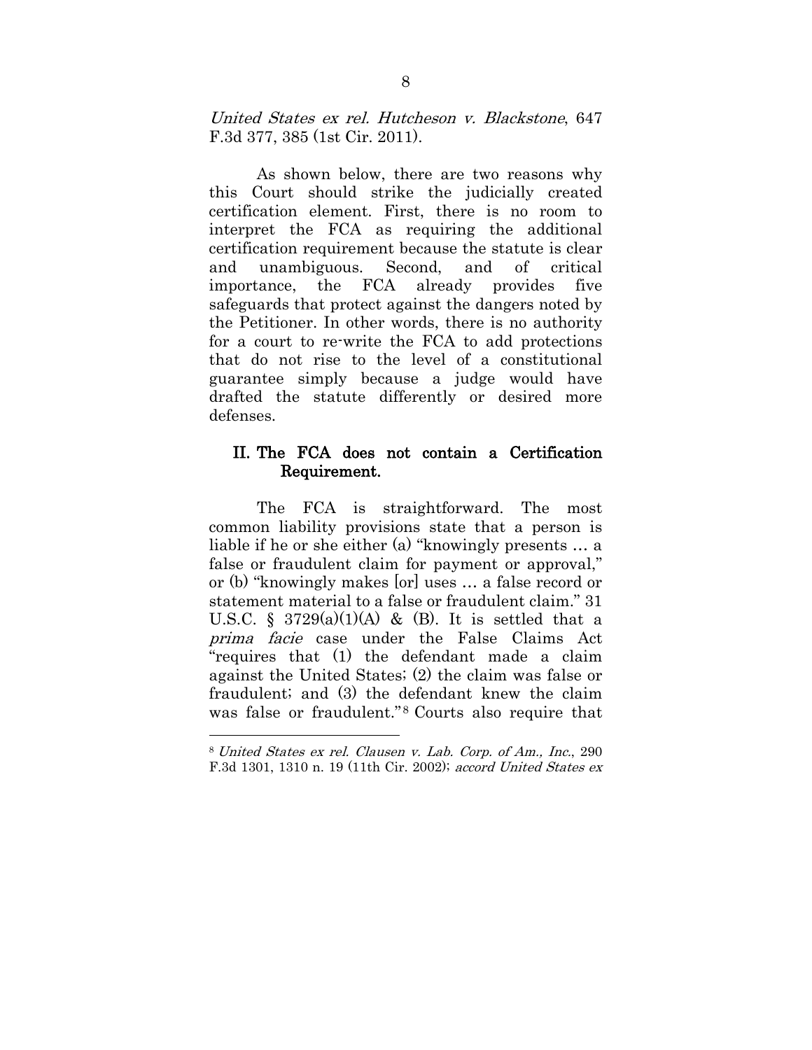*United States ex rel. Hutcheson v. Blackstone*, 647 F.3d 377, 385 (1st Cir. 2011).

As shown below, there are two reasons why this Court should strike the judicially created certification element. First, there is no room to interpret the FCA as requiring the additional certification requirement because the statute is clear and unambiguous. Second, and of critical importance, the FCA already provides five safeguards that protect against the dangers noted by the Petitioner. In other words, there is no authority for a court to re-write the FCA to add protections that do not rise to the level of a constitutional guarantee simply because a judge would have drafted the statute differently or desired more defenses.

## II. The FCA does not contain a Certification Requirement.

The FCA is straightforward. The most common liability provisions state that a person is liable if he or she either (a) "knowingly presents … a false or fraudulent claim for payment or approval," or (b) "knowingly makes [or] uses … a false record or statement material to a false or fraudulent claim." 31 U.S.C. § 3729(a)(1)(A) & (B). It is settled that a *prima facie* case under the False Claims Act "requires that (1) the defendant made a claim against the United States; (2) the claim was false or fraudulent; and (3) the defendant knew the claim was false or fraudulent."[8] Courts also require that

---

[8] *United States ex rel. Clausen v. Lab. Corp. of Am., Inc.*, 290 F.3d 1301, 1310 n. 19 (11th Cir. 2002); *accord United States ex*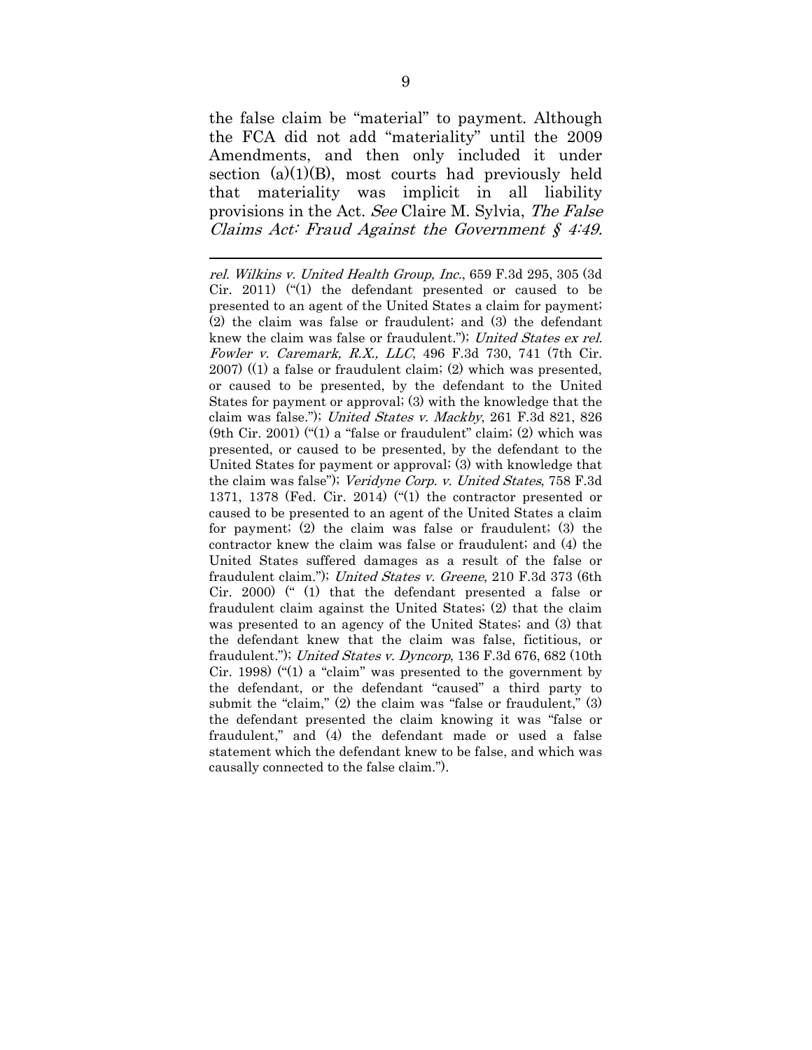the false claim be "material" to payment. Although the FCA did not add "materiality" until the 2009 Amendments, and then only included it under section (a)(1)(B), most courts had previously held that materiality was implicit in all liability provisions in the Act. *See* Claire M. Sylvia, *The False Claims Act: Fraud Against the Government § 4:49.*

---

*rel. Wilkins v. United Health Group, Inc.*, 659 F.3d 295, 305 (3d Cir. 2011) ("(1) the defendant presented or caused to be presented to an agent of the United States a claim for payment; (2) the claim was false or fraudulent; and (3) the defendant knew the claim was false or fraudulent."); *United States ex rel. Fowler v. Caremark, R.X., LLC*, 496 F.3d 730, 741 (7th Cir. 2007) ((1) a false or fraudulent claim; (2) which was presented, or caused to be presented, by the defendant to the United States for payment or approval; (3) with the knowledge that the claim was false."); *United States v. Mackby*, 261 F.3d 821, 826 (9th Cir. 2001) ("(1) a "false or fraudulent" claim; (2) which was presented, or caused to be presented, by the defendant to the United States for payment or approval; (3) with knowledge that the claim was false"); *Veridyne Corp. v. United States*, 758 F.3d 1371, 1378 (Fed. Cir. 2014) ("(1) the contractor presented or caused to be presented to an agent of the United States a claim for payment; (2) the claim was false or fraudulent; (3) the contractor knew the claim was false or fraudulent; and (4) the United States suffered damages as a result of the false or fraudulent claim."); *United States v. Greene*, 210 F.3d 373 (6th Cir. 2000) (" (1) that the defendant presented a false or fraudulent claim against the United States; (2) that the claim was presented to an agency of the United States; and (3) that the defendant knew that the claim was false, fictitious, or fraudulent."); *United States v. Dyncorp*, 136 F.3d 676, 682 (10th Cir. 1998) ("(1) a "claim" was presented to the government by the defendant, or the defendant "caused" a third party to submit the "claim," (2) the claim was "false or fraudulent," (3) the defendant presented the claim knowing it was "false or fraudulent," and (4) the defendant made or used a false statement which the defendant knew to be false, and which was causally connected to the false claim.").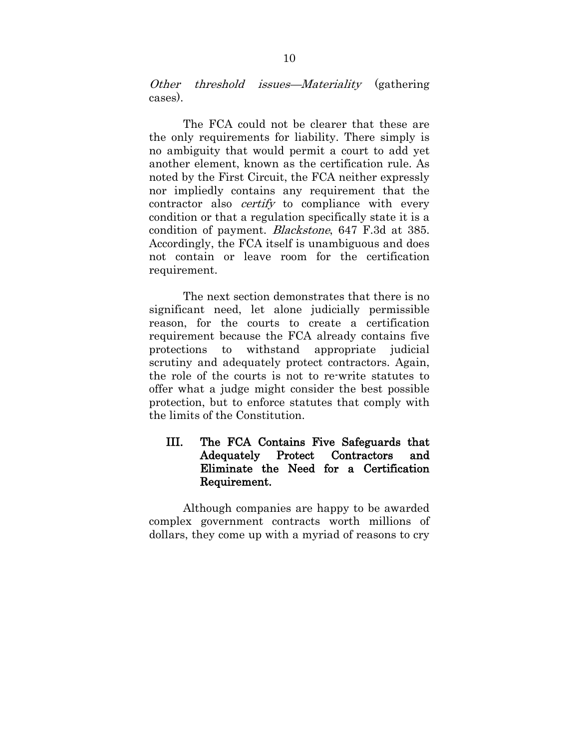*Other threshold issues—Materiality* (gathering cases).

The FCA could not be clearer that these are the only requirements for liability. There simply is no ambiguity that would permit a court to add yet another element, known as the certification rule. As noted by the First Circuit, the FCA neither expressly nor impliedly contains any requirement that the contractor also *certify* to compliance with every condition or that a regulation specifically state it is a condition of payment. *Blackstone*, 647 F.3d at 385. Accordingly, the FCA itself is unambiguous and does not contain or leave room for the certification requirement.

The next section demonstrates that there is no significant need, let alone judicially permissible reason, for the courts to create a certification requirement because the FCA already contains five protections to withstand appropriate judicial scrutiny and adequately protect contractors. Again, the role of the courts is not to re-write statutes to offer what a judge might consider the best possible protection, but to enforce statutes that comply with the limits of the Constitution.

## III. The FCA Contains Five Safeguards that Adequately Protect Contractors and Eliminate the Need for a Certification Requirement.

Although companies are happy to be awarded complex government contracts worth millions of dollars, they come up with a myriad of reasons to cry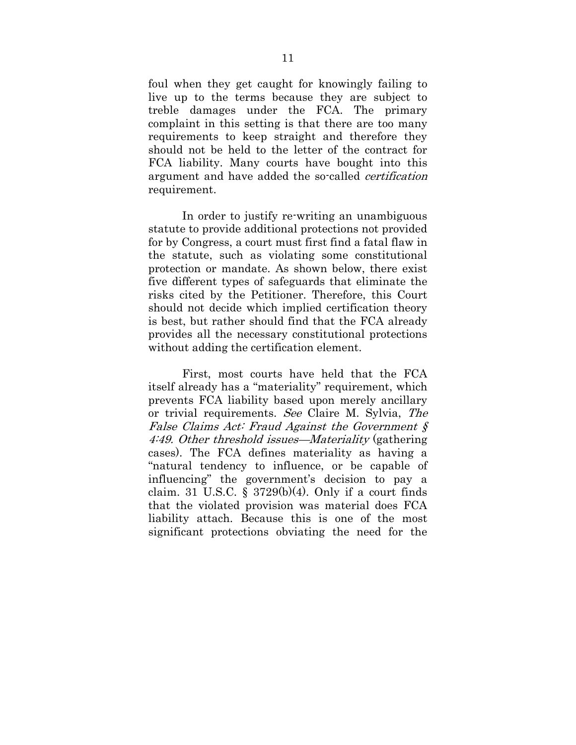foul when they get caught for knowingly failing to live up to the terms because they are subject to treble damages under the FCA. The primary complaint in this setting is that there are too many requirements to keep straight and therefore they should not be held to the letter of the contract for FCA liability. Many courts have bought into this argument and have added the so-called *certification* requirement.

In order to justify re-writing an unambiguous statute to provide additional protections not provided for by Congress, a court must first find a fatal flaw in the statute, such as violating some constitutional protection or mandate. As shown below, there exist five different types of safeguards that eliminate the risks cited by the Petitioner. Therefore, this Court should not decide which implied certification theory is best, but rather should find that the FCA already provides all the necessary constitutional protections without adding the certification element.

First, most courts have held that the FCA itself already has a "materiality" requirement, which prevents FCA liability based upon merely ancillary or trivial requirements. *See* Claire M. Sylvia, *The False Claims Act: Fraud Against the Government § 4:49. Other threshold issues—Materiality* (gathering cases). The FCA defines materiality as having a "natural tendency to influence, or be capable of influencing" the government's decision to pay a claim. 31 U.S.C. § 3729(b)(4). Only if a court finds that the violated provision was material does FCA liability attach. Because this is one of the most significant protections obviating the need for the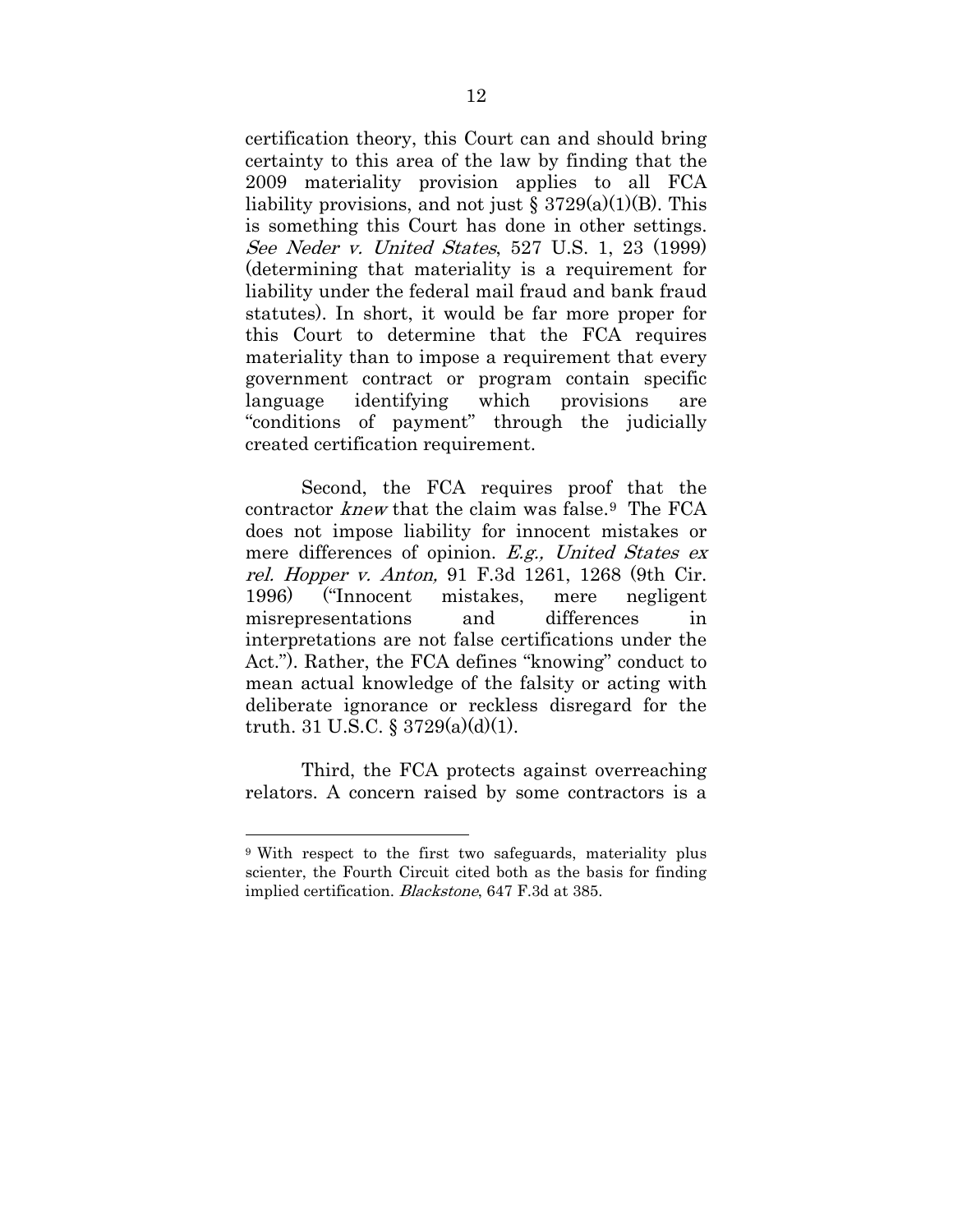certification theory, this Court can and should bring certainty to this area of the law by finding that the 2009 materiality provision applies to all FCA liability provisions, and not just § 3729(a)(1)(B). This is something this Court has done in other settings. *See Neder v. United States*, 527 U.S. 1, 23 (1999) (determining that materiality is a requirement for liability under the federal mail fraud and bank fraud statutes). In short, it would be far more proper for this Court to determine that the FCA requires materiality than to impose a requirement that every government contract or program contain specific language identifying which provisions are "conditions of payment" through the judicially created certification requirement.

Second, the FCA requires proof that the contractor *knew* that the claim was false.[9] The FCA does not impose liability for innocent mistakes or mere differences of opinion. *E.g., United States ex rel. Hopper v. Anton,* 91 F.3d 1261, 1268 (9th Cir. 1996) ("Innocent mistakes, mere negligent misrepresentations and differences in interpretations are not false certifications under the Act."). Rather, the FCA defines "knowing" conduct to mean actual knowledge of the falsity or acting with deliberate ignorance or reckless disregard for the truth. 31 U.S.C. § 3729(a)(d)(1).

Third, the FCA protects against overreaching relators. A concern raised by some contractors is a

---

[9] With respect to the first two safeguards, materiality plus scienter, the Fourth Circuit cited both as the basis for finding implied certification. *Blackstone*, 647 F.3d at 385.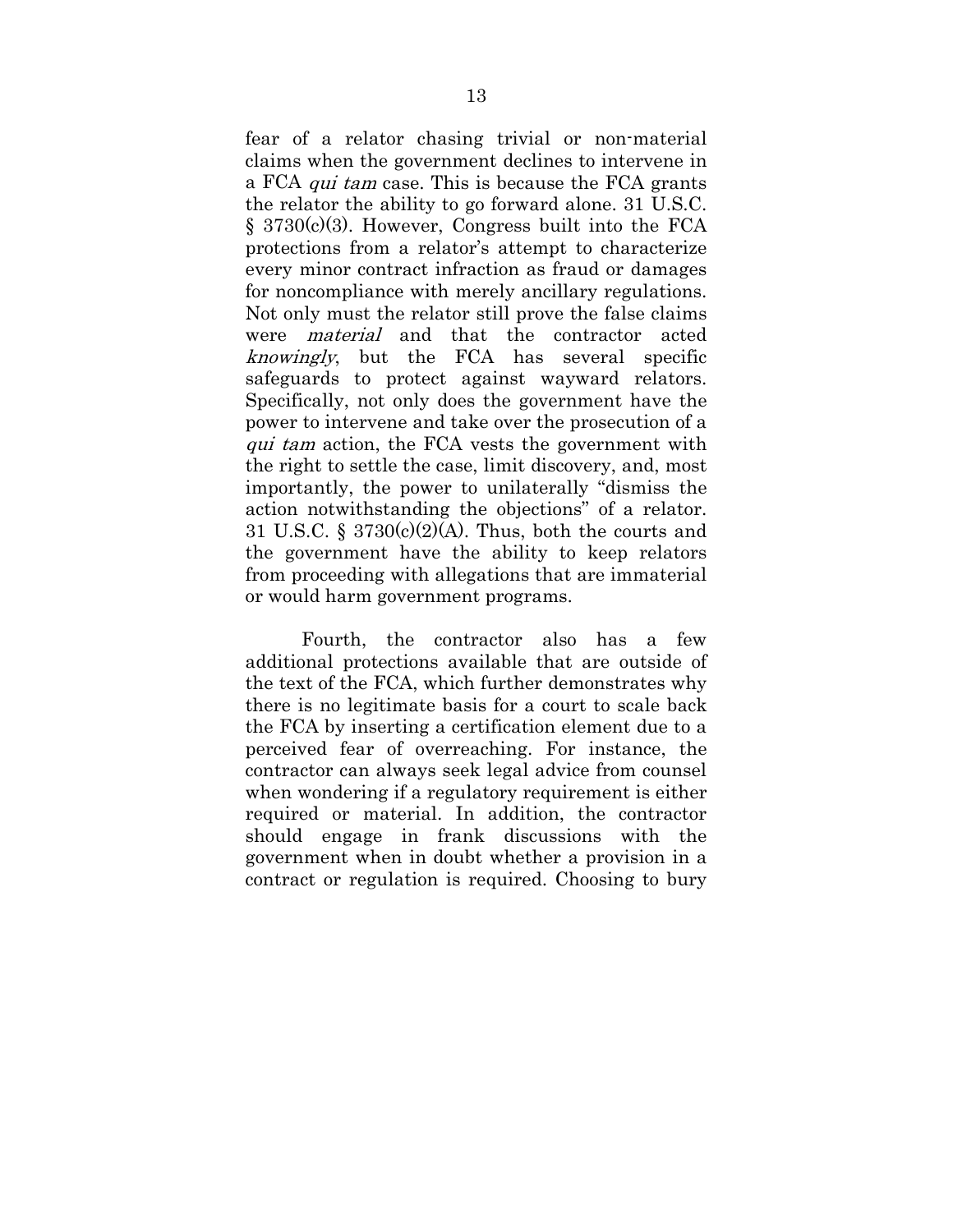fear of a relator chasing trivial or non-material claims when the government declines to intervene in a FCA *qui tam* case. This is because the FCA grants the relator the ability to go forward alone. 31 U.S.C. § 3730(c)(3). However, Congress built into the FCA protections from a relator's attempt to characterize every minor contract infraction as fraud or damages for noncompliance with merely ancillary regulations. Not only must the relator still prove the false claims were *material* and that the contractor acted *knowingly*, but the FCA has several specific safeguards to protect against wayward relators. Specifically, not only does the government have the power to intervene and take over the prosecution of a *qui tam* action, the FCA vests the government with the right to settle the case, limit discovery, and, most importantly, the power to unilaterally "dismiss the action notwithstanding the objections" of a relator. 31 U.S.C. § 3730(c)(2)(A). Thus, both the courts and the government have the ability to keep relators from proceeding with allegations that are immaterial or would harm government programs.

Fourth, the contractor also has a few additional protections available that are outside of the text of the FCA, which further demonstrates why there is no legitimate basis for a court to scale back the FCA by inserting a certification element due to a perceived fear of overreaching. For instance, the contractor can always seek legal advice from counsel when wondering if a regulatory requirement is either required or material. In addition, the contractor should engage in frank discussions with the government when in doubt whether a provision in a contract or regulation is required. Choosing to bury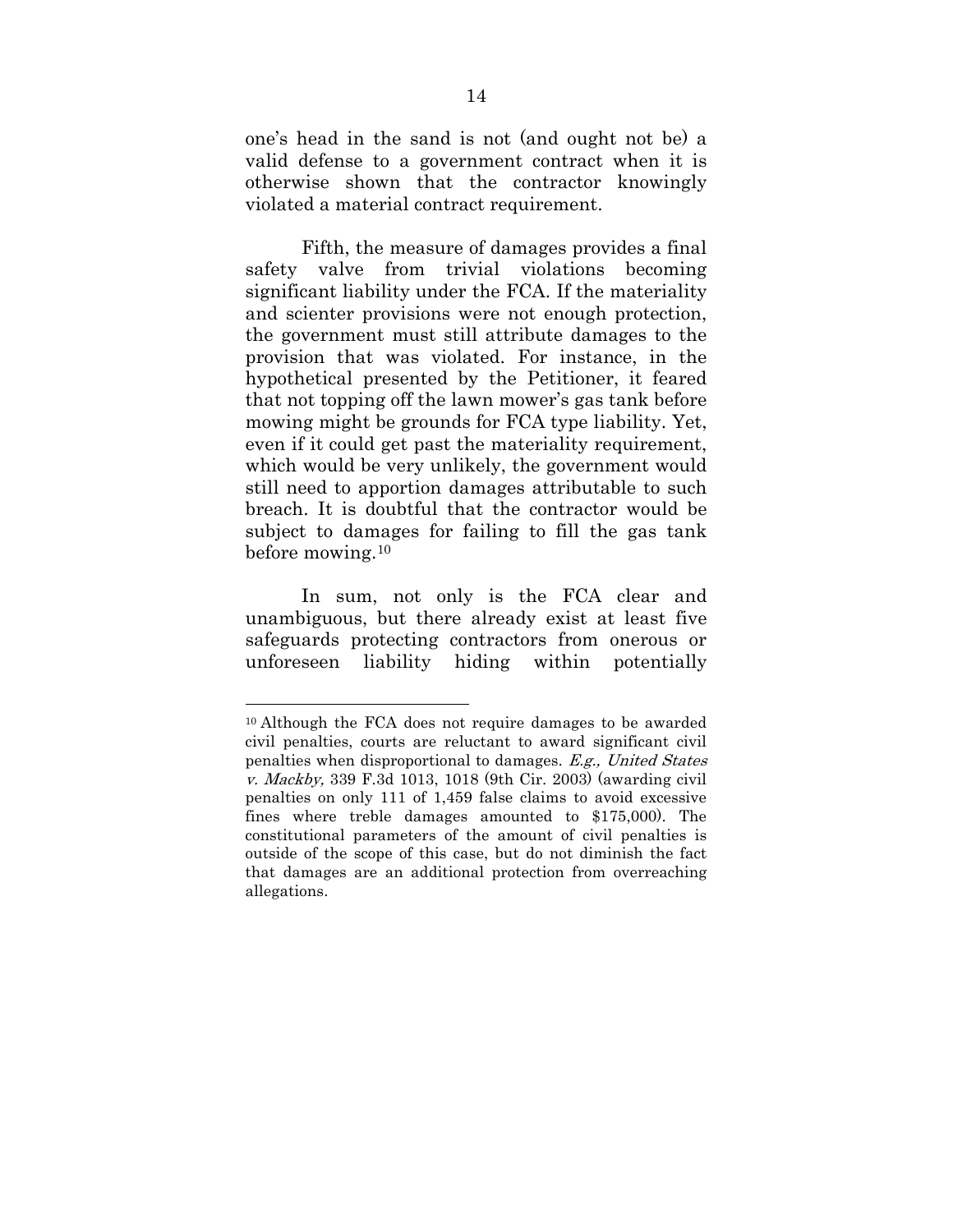one's head in the sand is not (and ought not be) a valid defense to a government contract when it is otherwise shown that the contractor knowingly violated a material contract requirement.

Fifth, the measure of damages provides a final safety valve from trivial violations becoming significant liability under the FCA. If the materiality and scienter provisions were not enough protection, the government must still attribute damages to the provision that was violated. For instance, in the hypothetical presented by the Petitioner, it feared that not topping off the lawn mower's gas tank before mowing might be grounds for FCA type liability. Yet, even if it could get past the materiality requirement, which would be very unlikely, the government would still need to apportion damages attributable to such breach. It is doubtful that the contractor would be subject to damages for failing to fill the gas tank before mowing.[10]

In sum, not only is the FCA clear and unambiguous, but there already exist at least five safeguards protecting contractors from onerous or unforeseen liability hiding within potentially

---

[10] Although the FCA does not require damages to be awarded civil penalties, courts are reluctant to award significant civil penalties when disproportional to damages. *E.g., United States v. Mackby,* 339 F.3d 1013, 1018 (9th Cir. 2003) (awarding civil penalties on only 111 of 1,459 false claims to avoid excessive fines where treble damages amounted to $175,000). The constitutional parameters of the amount of civil penalties is outside of the scope of this case, but do not diminish the fact that damages are an additional protection from overreaching allegations.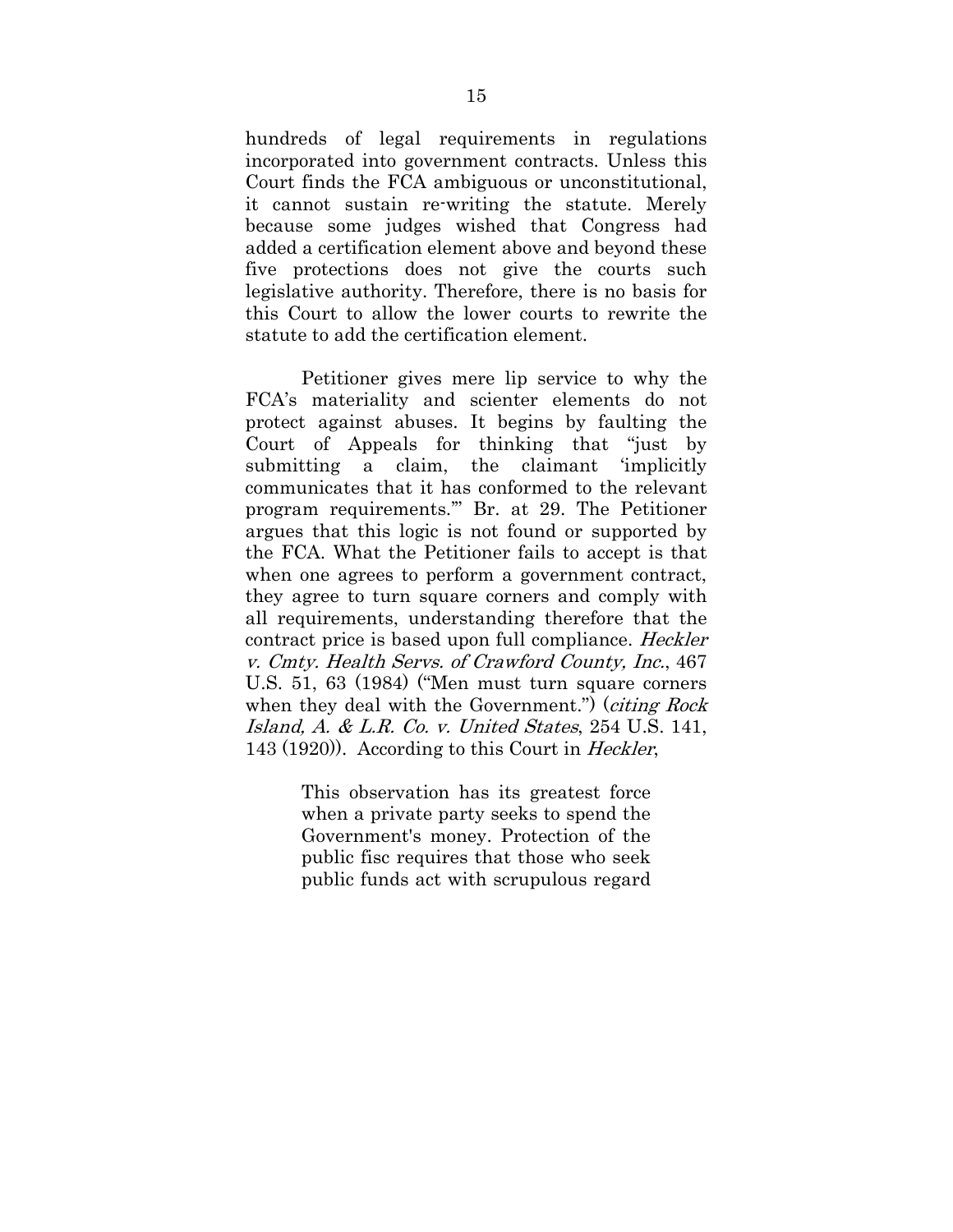hundreds of legal requirements in regulations incorporated into government contracts. Unless this Court finds the FCA ambiguous or unconstitutional, it cannot sustain re-writing the statute. Merely because some judges wished that Congress had added a certification element above and beyond these five protections does not give the courts such legislative authority. Therefore, there is no basis for this Court to allow the lower courts to rewrite the statute to add the certification element.

Petitioner gives mere lip service to why the FCA's materiality and scienter elements do not protect against abuses. It begins by faulting the Court of Appeals for thinking that "just by submitting a claim, the claimant 'implicitly communicates that it has conformed to the relevant program requirements.'" Br. at 29. The Petitioner argues that this logic is not found or supported by the FCA. What the Petitioner fails to accept is that when one agrees to perform a government contract, they agree to turn square corners and comply with all requirements, understanding therefore that the contract price is based upon full compliance. *Heckler v. Cmty. Health Servs. of Crawford County, Inc.*, 467 U.S. 51, 63 (1984) ("Men must turn square corners when they deal with the Government.") (*citing Rock Island, A. & L.R. Co. v. United States*, 254 U.S. 141, 143 (1920)). According to this Court in *Heckler*,

> This observation has its greatest force when a private party seeks to spend the Government's money. Protection of the public fisc requires that those who seek public funds act with scrupulous regard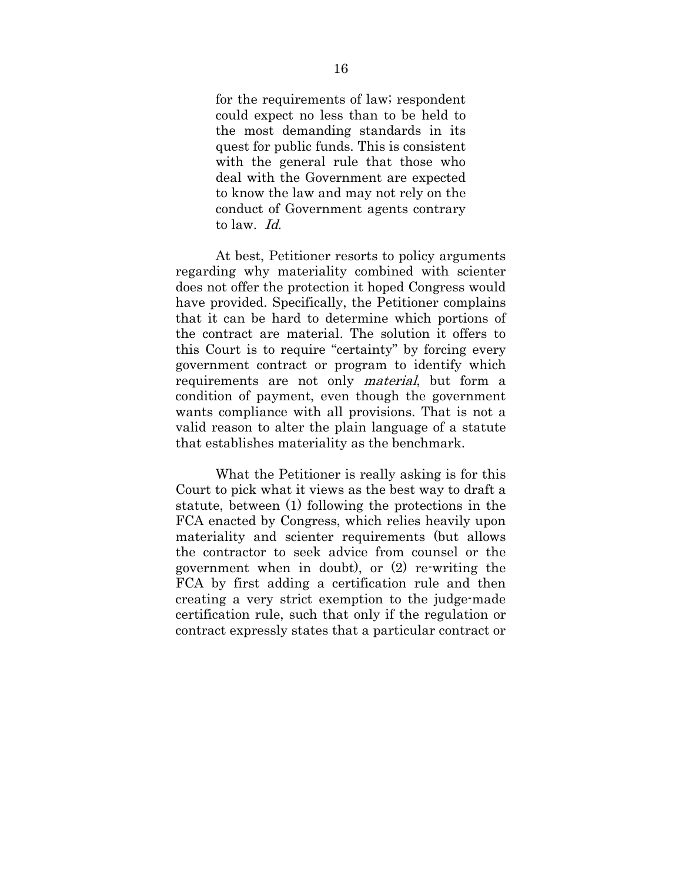> for the requirements of law; respondent could expect no less than to be held to the most demanding standards in its quest for public funds. This is consistent with the general rule that those who deal with the Government are expected to know the law and may not rely on the conduct of Government agents contrary to law. *Id.*

At best, Petitioner resorts to policy arguments regarding why materiality combined with scienter does not offer the protection it hoped Congress would have provided. Specifically, the Petitioner complains that it can be hard to determine which portions of the contract are material. The solution it offers to this Court is to require "certainty" by forcing every government contract or program to identify which requirements are not only *material*, but form a condition of payment, even though the government wants compliance with all provisions. That is not a valid reason to alter the plain language of a statute that establishes materiality as the benchmark.

What the Petitioner is really asking is for this Court to pick what it views as the best way to draft a statute, between (1) following the protections in the FCA enacted by Congress, which relies heavily upon materiality and scienter requirements (but allows the contractor to seek advice from counsel or the government when in doubt), or (2) re-writing the FCA by first adding a certification rule and then creating a very strict exemption to the judge-made certification rule, such that only if the regulation or contract expressly states that a particular contract or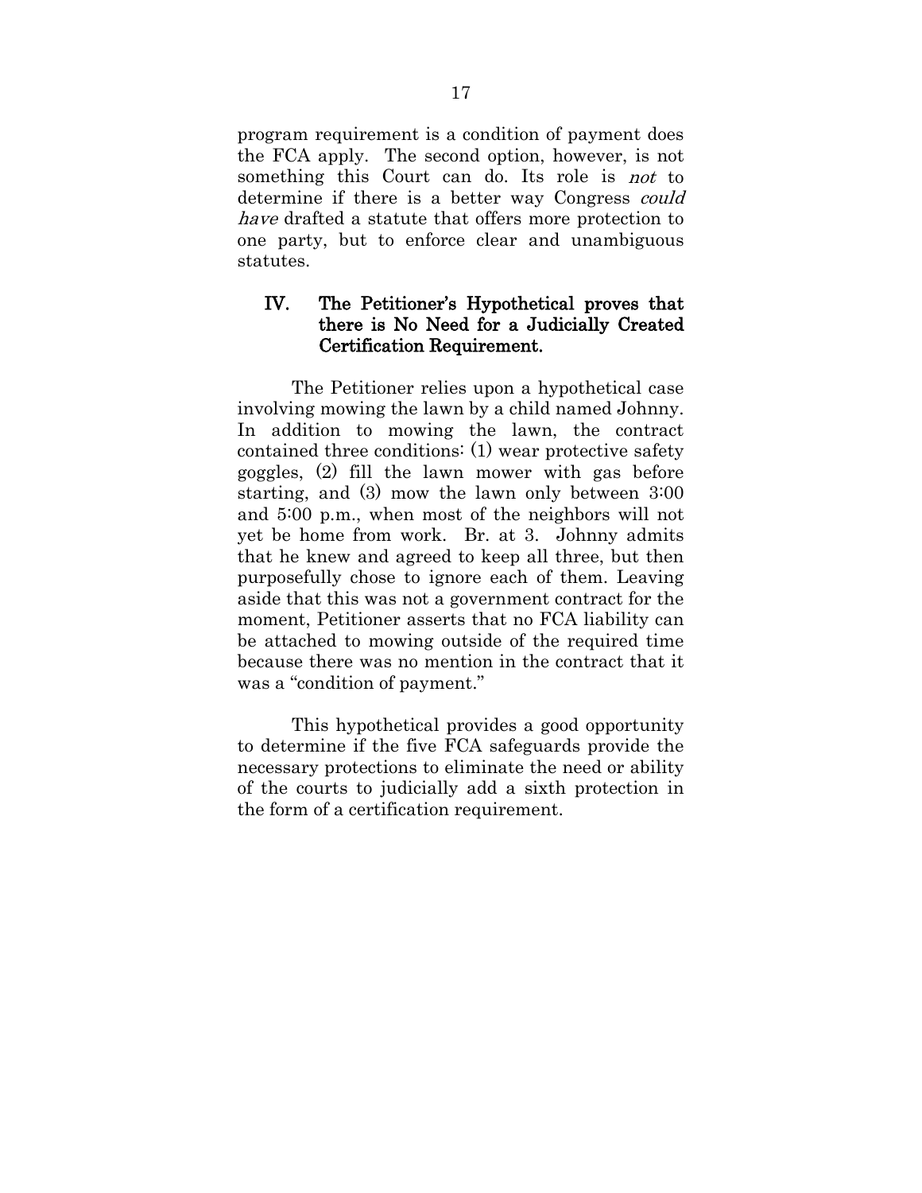program requirement is a condition of payment does the FCA apply. The second option, however, is not something this Court can do. Its role is *not* to determine if there is a better way Congress *could have* drafted a statute that offers more protection to one party, but to enforce clear and unambiguous statutes.

## IV. The Petitioner's Hypothetical proves that there is No Need for a Judicially Created Certification Requirement.

The Petitioner relies upon a hypothetical case involving mowing the lawn by a child named Johnny. In addition to mowing the lawn, the contract contained three conditions: (1) wear protective safety goggles, (2) fill the lawn mower with gas before starting, and (3) mow the lawn only between 3:00 and 5:00 p.m., when most of the neighbors will not yet be home from work. Br. at 3. Johnny admits that he knew and agreed to keep all three, but then purposefully chose to ignore each of them. Leaving aside that this was not a government contract for the moment, Petitioner asserts that no FCA liability can be attached to mowing outside of the required time because there was no mention in the contract that it was a "condition of payment."

This hypothetical provides a good opportunity to determine if the five FCA safeguards provide the necessary protections to eliminate the need or ability of the courts to judicially add a sixth protection in the form of a certification requirement.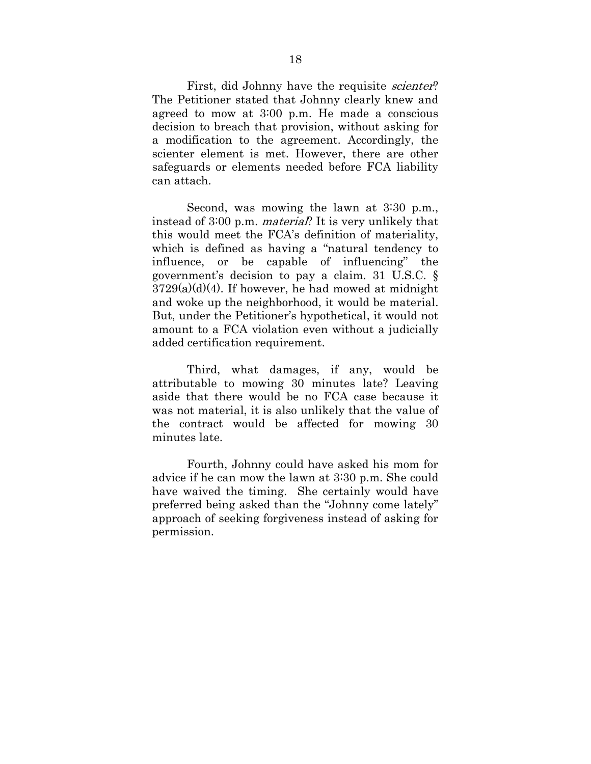First, did Johnny have the requisite *scienter*? The Petitioner stated that Johnny clearly knew and agreed to mow at 3:00 p.m. He made a conscious decision to breach that provision, without asking for a modification to the agreement. Accordingly, the scienter element is met. However, there are other safeguards or elements needed before FCA liability can attach.

Second, was mowing the lawn at 3:30 p.m., instead of 3:00 p.m. *material*? It is very unlikely that this would meet the FCA's definition of materiality, which is defined as having a "natural tendency to influence, or be capable of influencing" the government's decision to pay a claim. 31 U.S.C. § 3729(a)(d)(4). If however, he had mowed at midnight and woke up the neighborhood, it would be material. But, under the Petitioner's hypothetical, it would not amount to a FCA violation even without a judicially added certification requirement.

Third, what damages, if any, would be attributable to mowing 30 minutes late? Leaving aside that there would be no FCA case because it was not material, it is also unlikely that the value of the contract would be affected for mowing 30 minutes late.

Fourth, Johnny could have asked his mom for advice if he can mow the lawn at 3:30 p.m. She could have waived the timing. She certainly would have preferred being asked than the "Johnny come lately" approach of seeking forgiveness instead of asking for permission.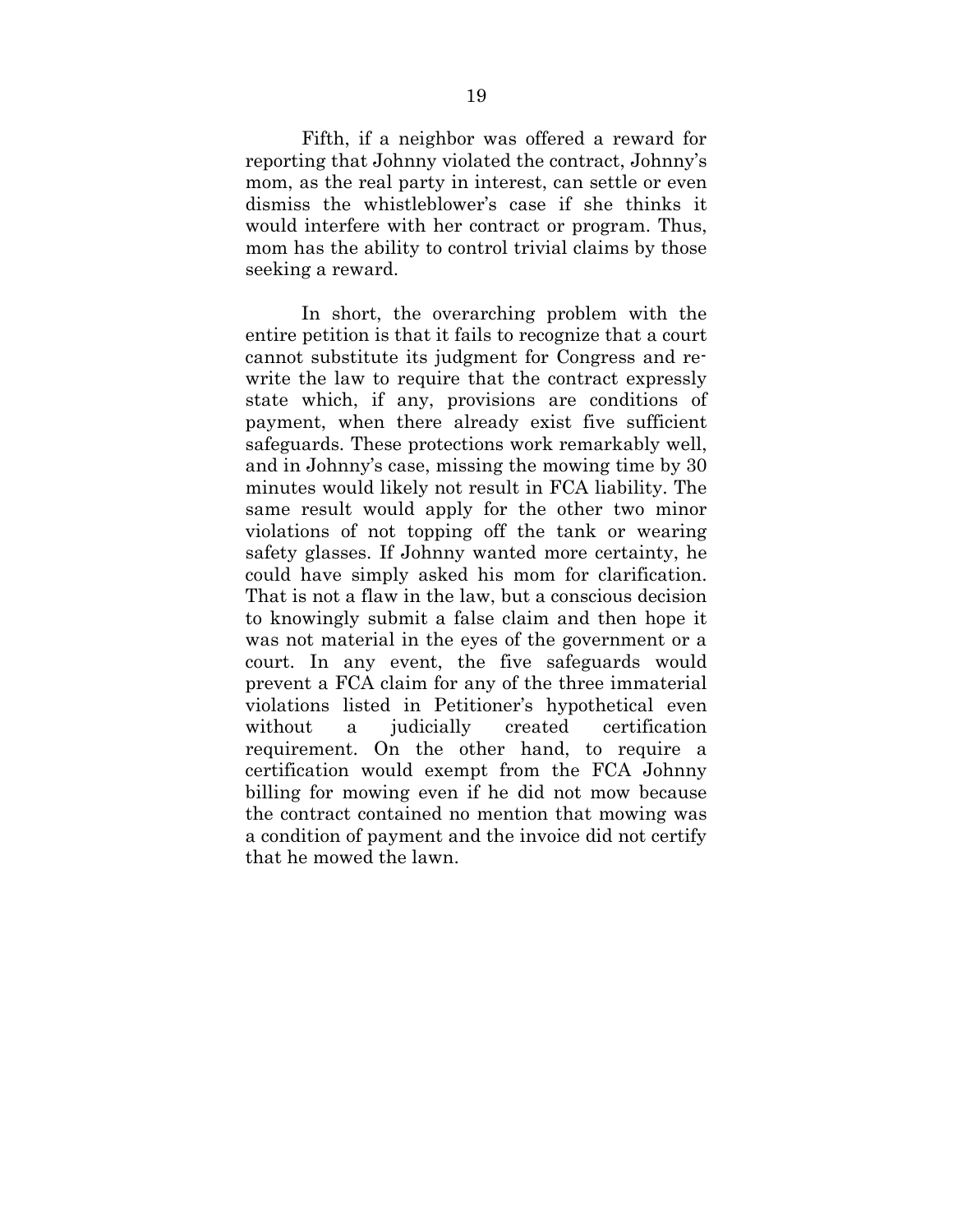Fifth, if a neighbor was offered a reward for reporting that Johnny violated the contract, Johnny's mom, as the real party in interest, can settle or even dismiss the whistleblower's case if she thinks it would interfere with her contract or program. Thus, mom has the ability to control trivial claims by those seeking a reward.

In short, the overarching problem with the entire petition is that it fails to recognize that a court cannot substitute its judgment for Congress and re-write the law to require that the contract expressly state which, if any, provisions are conditions of payment, when there already exist five sufficient safeguards. These protections work remarkably well, and in Johnny's case, missing the mowing time by 30 minutes would likely not result in FCA liability. The same result would apply for the other two minor violations of not topping off the tank or wearing safety glasses. If Johnny wanted more certainty, he could have simply asked his mom for clarification. That is not a flaw in the law, but a conscious decision to knowingly submit a false claim and then hope it was not material in the eyes of the government or a court. In any event, the five safeguards would prevent a FCA claim for any of the three immaterial violations listed in Petitioner's hypothetical even without a judicially created certification requirement. On the other hand, to require a certification would exempt from the FCA Johnny billing for mowing even if he did not mow because the contract contained no mention that mowing was a condition of payment and the invoice did not certify that he mowed the lawn.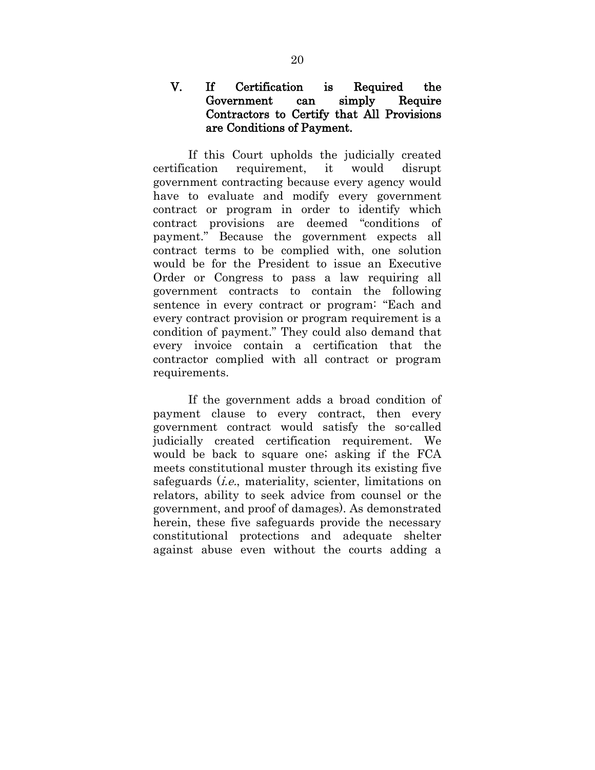## V. If Certification is Required the Government can simply Require Contractors to Certify that All Provisions are Conditions of Payment.

If this Court upholds the judicially created certification requirement, it would disrupt government contracting because every agency would have to evaluate and modify every government contract or program in order to identify which contract provisions are deemed "conditions of payment." Because the government expects all contract terms to be complied with, one solution would be for the President to issue an Executive Order or Congress to pass a law requiring all government contracts to contain the following sentence in every contract or program: "Each and every contract provision or program requirement is a condition of payment." They could also demand that every invoice contain a certification that the contractor complied with all contract or program requirements.

If the government adds a broad condition of payment clause to every contract, then every government contract would satisfy the so-called judicially created certification requirement. We would be back to square one; asking if the FCA meets constitutional muster through its existing five safeguards (*i.e.*, materiality, scienter, limitations on relators, ability to seek advice from counsel or the government, and proof of damages). As demonstrated herein, these five safeguards provide the necessary constitutional protections and adequate shelter against abuse even without the courts adding a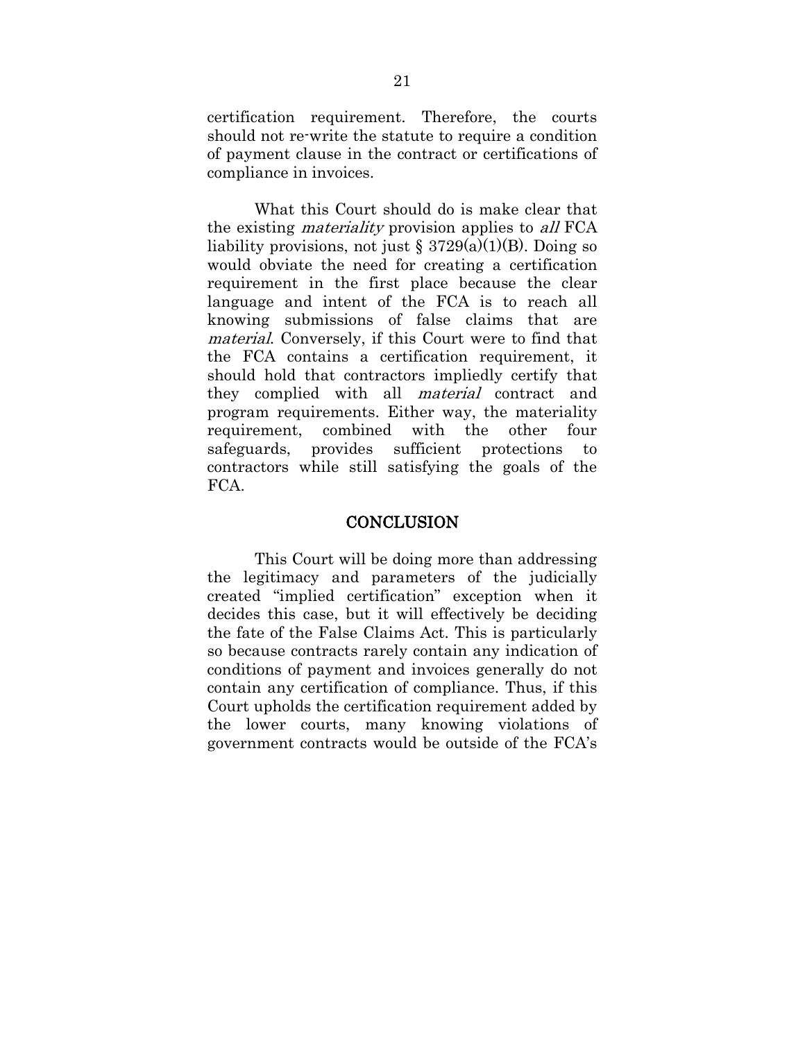certification requirement. Therefore, the courts should not re-write the statute to require a condition of payment clause in the contract or certifications of compliance in invoices.

What this Court should do is make clear that the existing *materiality* provision applies to *all* FCA liability provisions, not just § 3729(a)(1)(B). Doing so would obviate the need for creating a certification requirement in the first place because the clear language and intent of the FCA is to reach all knowing submissions of false claims that are *material*. Conversely, if this Court were to find that the FCA contains a certification requirement, it should hold that contractors impliedly certify that they complied with all *material* contract and program requirements. Either way, the materiality requirement, combined with the other four safeguards, provides sufficient protections to contractors while still satisfying the goals of the FCA.

## CONCLUSION

This Court will be doing more than addressing the legitimacy and parameters of the judicially created "implied certification" exception when it decides this case, but it will effectively be deciding the fate of the False Claims Act. This is particularly so because contracts rarely contain any indication of conditions of payment and invoices generally do not contain any certification of compliance. Thus, if this Court upholds the certification requirement added by the lower courts, many knowing violations of government contracts would be outside of the FCA's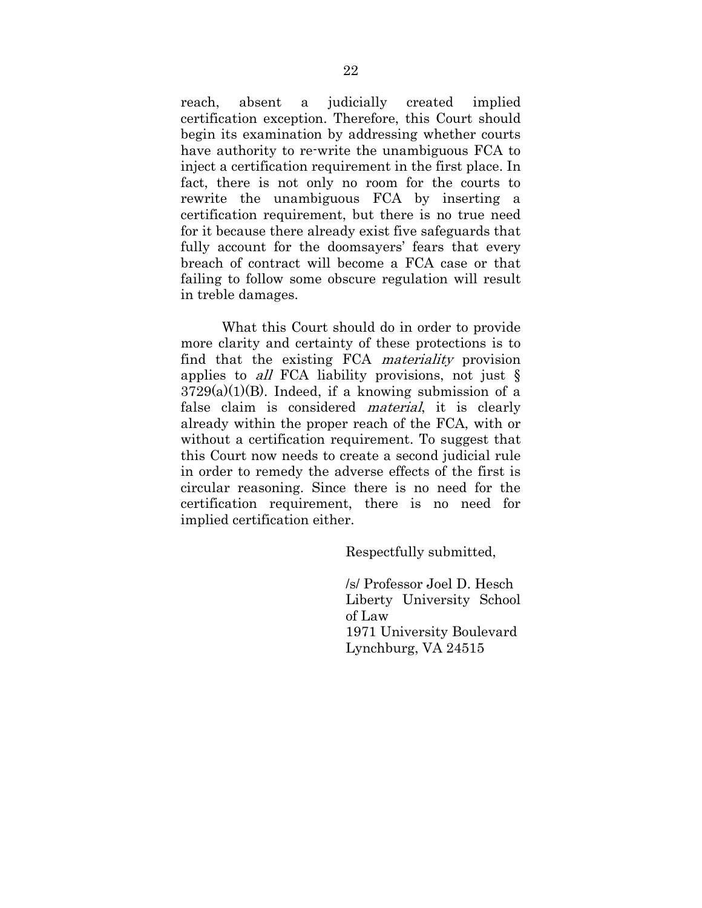reach, absent a judicially created implied certification exception. Therefore, this Court should begin its examination by addressing whether courts have authority to re-write the unambiguous FCA to inject a certification requirement in the first place. In fact, there is not only no room for the courts to rewrite the unambiguous FCA by inserting a certification requirement, but there is no true need for it because there already exist five safeguards that fully account for the doomsayers' fears that every breach of contract will become a FCA case or that failing to follow some obscure regulation will result in treble damages.

What this Court should do in order to provide more clarity and certainty of these protections is to find that the existing FCA *materiality* provision applies to *all* FCA liability provisions, not just § 3729(a)(1)(B). Indeed, if a knowing submission of a false claim is considered *material*, it is clearly already within the proper reach of the FCA, with or without a certification requirement. To suggest that this Court now needs to create a second judicial rule in order to remedy the adverse effects of the first is circular reasoning. Since there is no need for the certification requirement, there is no need for implied certification either.

Respectfully submitted,

/s/ Professor Joel D. Hesch
Liberty University School of Law
1971 University Boulevard
Lynchburg, VA 24515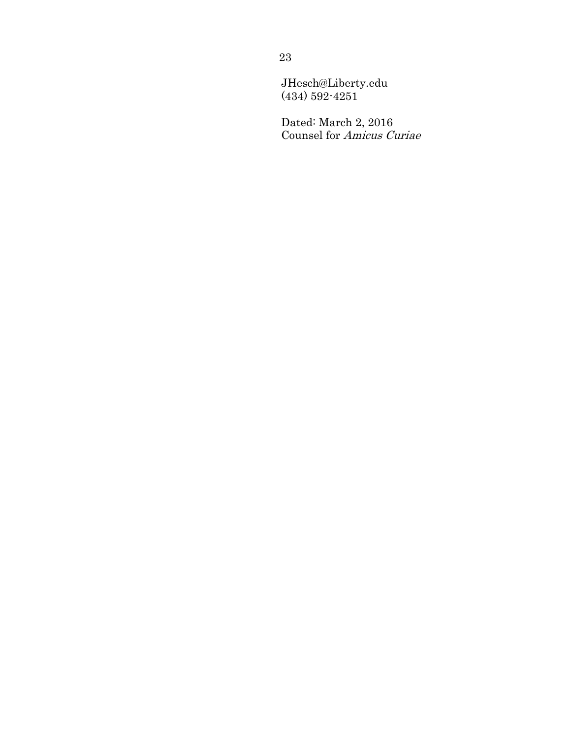JHesch@Liberty.edu
(434) 592-4251

Dated: March 2, 2016
Counsel for *Amicus Curiae*